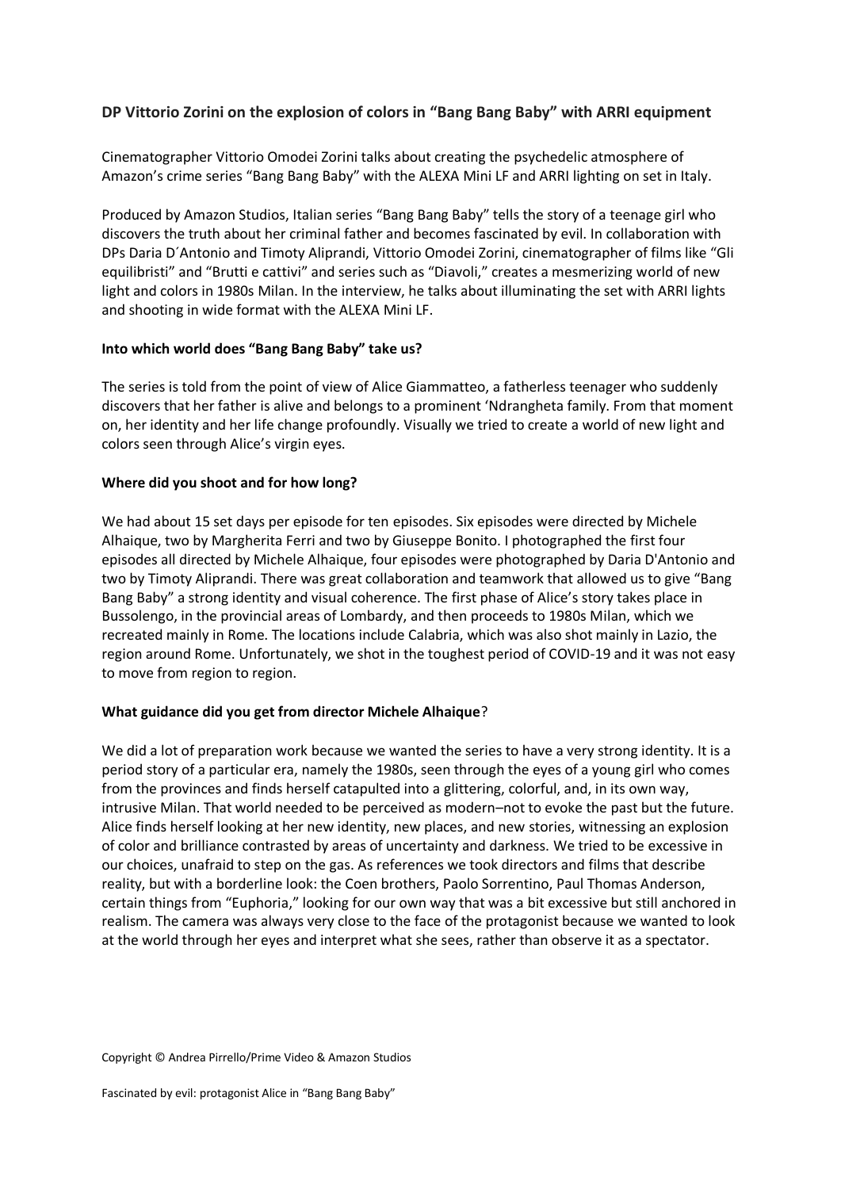## DP Vittorio Zorini on the explosion of colors in "Bang Bang Baby" with ARRI equipment

Cinematographer Vittorio Omodei Zorini talks about creating the psychedelic atmosphere of Amazon's crime series "Bang Bang Baby" with the ALEXA Mini LF and ARRI lighting on set in Italy.

Produced by Amazon Studios, Italian series "Bang Bang Baby" tells the story of a teenage girl who discovers the truth about her criminal father and becomes fascinated by evil. In collaboration with DPs Daria D´Antonio and Timoty Aliprandi, Vittorio Omodei Zorini, cinematographer of films like "Gli equilibristi" and "Brutti e cattivi" and series such as "Diavoli," creates a mesmerizing world of new light and colors in 1980s Milan. In the interview, he talks about illuminating the set with ARRI lights and shooting in wide format with the ALEXA Mini LF.

**Into which world does "Bang Bang Baby" take us?**

The series is told from the point of view of Alice Giammatteo, a fatherless teenager who suddenly discovers that her father is alive and belongs to a prominent 'Ndrangheta family. From that moment on, her identity and her life change profoundly. Visually we tried to create a world of new light and colors seen through Alice's virgin eyes.

**Where did you shoot and for how long?**

We had about 15 set days per episode for ten episodes. Six episodes were directed by Michele Alhaique, two by Margherita Ferri and two by Giuseppe Bonito. I photographed the first four episodes all directed by Michele Alhaique, four episodes were photographed by Daria D'Antonio and two by Timoty Aliprandi. There was great collaboration and teamwork that allowed us to give "Bang Bang Baby" a strong identity and visual coherence. The first phase of Alice's story takes place in Bussolengo, in the provincial areas of Lombardy, and then proceeds to 1980s Milan, which we recreated mainly in Rome. The locations include Calabria, which was also shot mainly in Lazio, the region around Rome. Unfortunately, we shot in the toughest period of COVID-19 and it was not easy to move from region to region.

**What guidance did you get from director Michele Alhaique**?

We did a lot of preparation work because we wanted the series to have a very strong identity. It is a period story of a particular era, namely the 1980s, seen through the eyes of a young girl who comes from the provinces and finds herself catapulted into a glittering, colorful, and, in its own way, intrusive Milan. That world needed to be perceived as modern–not to evoke the past but the future. Alice finds herself looking at her new identity, new places, and new stories, witnessing an explosion of color and brilliance contrasted by areas of uncertainty and darkness. We tried to be excessive in our choices, unafraid to step on the gas. As references we took directors and films that describe reality, but with a borderline look: the Coen brothers, Paolo Sorrentino, Paul Thomas Anderson, certain things from "Euphoria," looking for our own way that was a bit excessive but still anchored in realism. The camera was always very close to the face of the protagonist because we wanted to look at the world through her eyes and interpret what she sees, rather than observe it as a spectator.

Copyright © Andrea Pirrello/Prime Video & Amazon Studios

Fascinated by evil: protagonist Alice in "Bang Bang Baby"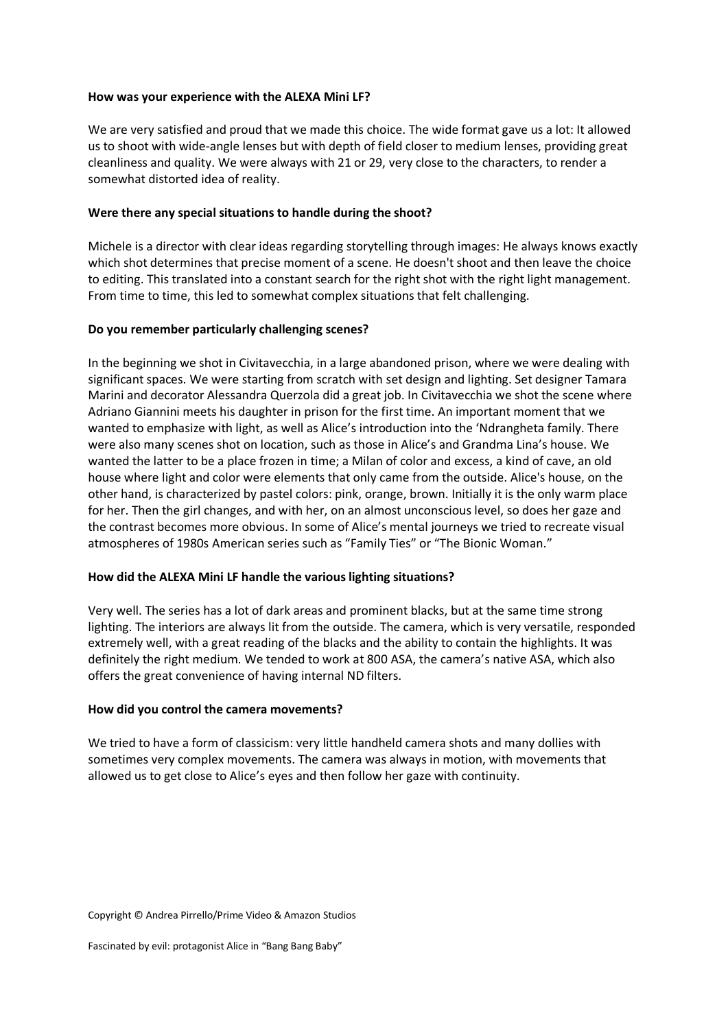**How was your experience with the ALEXA Mini LF?**

We are very satisfied and proud that we made this choice. The wide format gave us a lot: It allowed us to shoot with wide-angle lenses but with depth of field closer to medium lenses, providing great cleanliness and quality. We were always with 21 or 29, very close to the characters, to render a somewhat distorted idea of reality.

**Were there any special situations to handle during the shoot?**

Michele is a director with clear ideas regarding storytelling through images: He always knows exactly which shot determines that precise moment of a scene. He doesn't shoot and then leave the choice to editing. This translated into a constant search for the right shot with the right light management. From time to time, this led to somewhat complex situations that felt challenging.

**Do you remember particularly challenging scenes?**

In the beginning we shot in Civitavecchia, in a large abandoned prison, where we were dealing with significant spaces. We were starting from scratch with set design and lighting. Set designer Tamara Marini and decorator Alessandra Querzola did a great job. In Civitavecchia we shot the scene where Adriano Giannini meets his daughter in prison for the first time. An important moment that we wanted to emphasize with light, as well as Alice's introduction into the 'Ndrangheta family. There were also many scenes shot on location, such as those in Alice's and Grandma Lina's house. We wanted the latter to be a place frozen in time; a Milan of color and excess, a kind of cave, an old house where light and color were elements that only came from the outside. Alice's house, on the other hand, is characterized by pastel colors: pink, orange, brown. Initially it is the only warm place for her. Then the girl changes, and with her, on an almost unconscious level, so does her gaze and the contrast becomes more obvious. In some of Alice's mental journeys we tried to recreate visual atmospheres of 1980s American series such as "Family Ties" or "The Bionic Woman."

**How did the ALEXA Mini LF handle the various lighting situations?**

Very well. The series has a lot of dark areas and prominent blacks, but at the same time strong lighting. The interiors are always lit from the outside. The camera, which is very versatile, responded extremely well, with a great reading of the blacks and the ability to contain the highlights. It was definitely the right medium. We tended to work at 800 ASA, the camera's native ASA, which also offers the great convenience of having internal ND filters.

**How did you control the camera movements?**

We tried to have a form of classicism: very little handheld camera shots and many dollies with sometimes very complex movements. The camera was always in motion, with movements that allowed us to get close to Alice's eyes and then follow her gaze with continuity.

Copyright © Andrea Pirrello/Prime Video & Amazon Studios

Fascinated by evil: protagonist Alice in "Bang Bang Baby"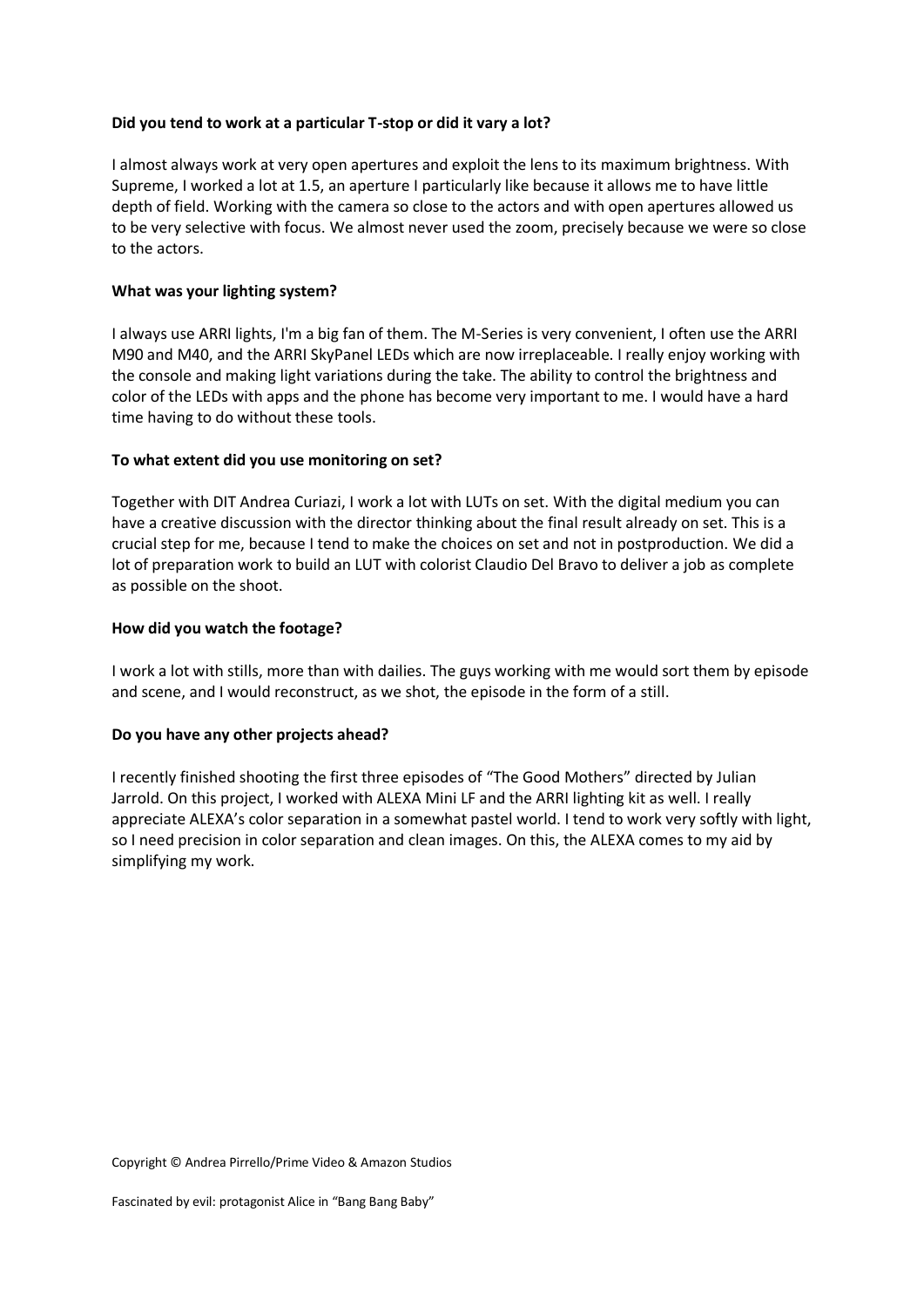**Did you tend to work at a particular T-stop or did it vary a lot?**

I almost always work at very open apertures and exploit the lens to its maximum brightness. With Supreme, I worked a lot at 1.5, an aperture I particularly like because it allows me to have little depth of field. Working with the camera so close to the actors and with open apertures allowed us to be very selective with focus. We almost never used the zoom, precisely because we were so close to the actors.

**What was your lighting system?**

I always use ARRI lights, I'm a big fan of them. The M-Series is very convenient, I often use the ARRI M90 and M40, and the ARRI SkyPanel LEDs which are now irreplaceable. I really enjoy working with the console and making light variations during the take. The ability to control the brightness and color of the LEDs with apps and the phone has become very important to me. I would have a hard time having to do without these tools.

**To what extent did you use monitoring on set?**

Together with DIT Andrea Curiazi, I work a lot with LUTs on set. With the digital medium you can have a creative discussion with the director thinking about the final result already on set. This is a crucial step for me, because I tend to make the choices on set and not in postproduction. We did a lot of preparation work to build an LUT with colorist Claudio Del Bravo to deliver a job as complete as possible on the shoot.

**How did you watch the footage?**

I work a lot with stills, more than with dailies. The guys working with me would sort them by episode and scene, and I would reconstruct, as we shot, the episode in the form of a still.

**Do you have any other projects ahead?**

I recently finished shooting the first three episodes of "The Good Mothers" directed by Julian Jarrold. On this project, I worked with ALEXA Mini LF and the ARRI lighting kit as well. I really appreciate ALEXA's color separation in a somewhat pastel world. I tend to work very softly with light, so I need precision in color separation and clean images. On this, the ALEXA comes to my aid by simplifying my work.

Copyright © Andrea Pirrello/Prime Video & Amazon Studios

Fascinated by evil: protagonist Alice in "Bang Bang Baby"